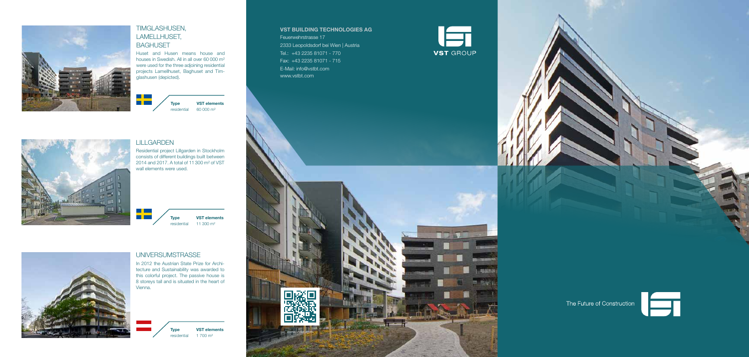## TIMGLASHUSEN, LAMELLHUSET, BAGHUSET

Huset and Husen means house and houses in Swedish. All in all over 60 000 m² were used for the three adjoining residential projects Lamellhuset, Baghuset and Timglashusen (depicted).

| Type | VST elements |
|---|---|
| residential | 60 000 m² |

## LILLGARDEN

Residential project Lillgarden in Stockholm consists of different buildings built between 2014 and 2017. A total of 11 300 m² of VST wall elements were used.

| Type | VST elements |
|---|---|
| residential | 11 300 m² |

## UNIVERSUMSTRASSE

In 2012 the Austrian State Prize for Architecture and Sustainability was awarded to this colorful project. The passive house is 8 storeys tall and is situated in the heart of Vienna.

| Type | VST elements |
|---|---|
| residential | 1 700 m² |

**VST BUILDING TECHNOLOGIES AG**
Feuerwehrstrasse 17
2333 Leopoldsdorf bei Wien | Austria
Tel.: +43 2235 81071 - 770
Fax: +43 2235 81071 - 715
E-Mail: info@vstbt.com
www.vstbt.com

VST GROUP

www.vstbt.com

The Future of Construction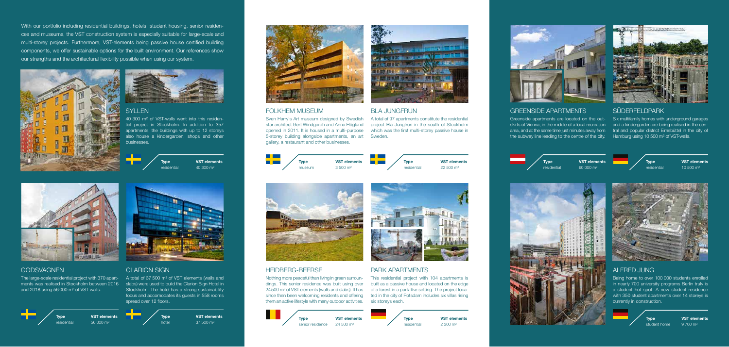With our portfolio including residential buildings, hotels, student housing, senior residences and museums, the VST construction system is especially suitable for large-scale and multi-storey projects. Furthermore, VST-elements being passive house certified building components, we offer sustainable options for the built environment. Our references show our strengths and the architectural flexibility possible when using our system.

## SYLLEN

40 300 m² of VST-walls went into this residential project in Stockholm. In addition to 357 apartments, the buildings with up to 12 storeys also house a kindergarten, shops and other businesses.

**Type** residential **VST elements** 40 300 m²

## GODSVAGNEN

The large-scale residential project with 370 apartments was realised in Stockholm between 2016 and 2018 using 56 000 m² of VST-walls.

**Type** residential **VST elements** 56 000 m²

## CLARION SIGN

A total of 37 500 m² of VST elements (walls and slabs) were used to build the Clarion Sign Hotel in Stockholm. The hotel has a strong sustainability focus and accomodates its guests in 558 rooms spread over 12 floors.

**Type** hotel **VST elements** 37 500 m²

## FOLKHEM MUSEUM

Sven Harry's Art museum designed by Swedish star architect Gert Windgardh and Anna Höglund opened in 2011. It is housed in a multi-purpose 5-storey building alongside apartments, an art gallery, a restaurant and other businesses.

**Type** museum **VST elements** 3 500 m²

## BLA JUNGFRUN

A total of 97 apartments constitute the residential project Bla Jungfrun in the south of Stockholm which was the first multi-storey passive house in Sweden.

**Type** residential **VST elements** 22 500 m²

## HEIDBERG-BEERSE

Nothing more peaceful than living in green surroundings. This senior residence was built using over 24 500 m² of VST elements (walls and slabs). It has since then been welcoming residents and offering them an active lifestyle with many outdoor activities.

**Type** senior residence **VST elements** 24 500 m²

## PARK APARTMENTS

This residential project with 104 apartments is built as a passive house and located on the edge of a forest in a park-like setting. The project located in the city of Potsdam includes six villas rising six storeys each.

**Type** residential **VST elements** 2 300 m²

## GREENSIDE APARTMENTS

Greenside apartments are located on the outskirts of Vienna, in the middle of a local recreation area, and at the same time just minutes away from the subway line leading to the centre of the city.

**Type** residential **VST elements** 60 000 m²

## SÜDERFELDPARK

Six multifamily homes with underground garages and a kindergarten are being realised in the central and popular district Eimsbüttel in the city of Hamburg using 10 500 m² of VST-walls.

**Type** residential **VST elements** 10 500 m²

## ALFRED JUNG

Being home to over 100 000 students enrolled in nearly 700 university programs Berlin truly is a student hot spot. A new student residence with 350 student apartments over 14 storeys is currently in construction.

**Type** student home **VST elements** 9 700 m²